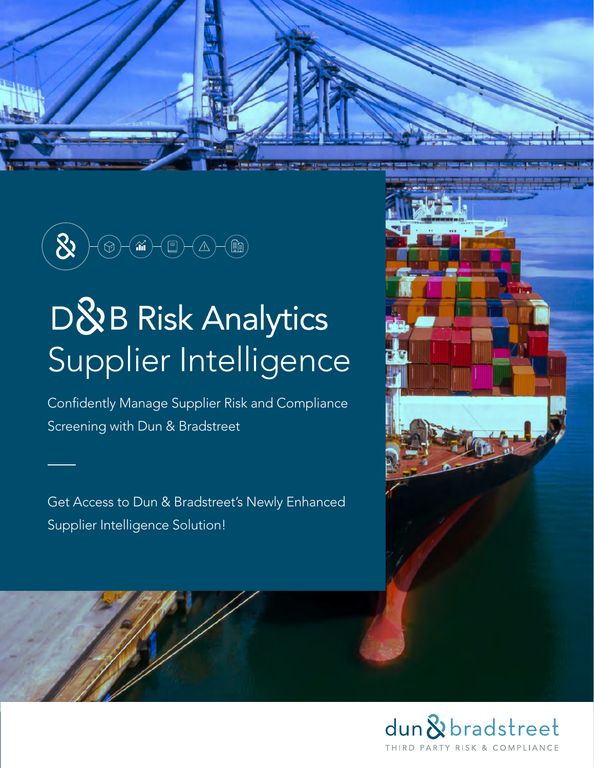# D&B Risk Analytics Supplier Intelligence

Confidently Manage Supplier Risk and Compliance Screening with Dun & Bradstreet

Get Access to Dun & Bradstreet's Newly Enhanced Supplier Intelligence Solution!

dun & bradstreet

THIRD PARTY RISK & COMPLIANCE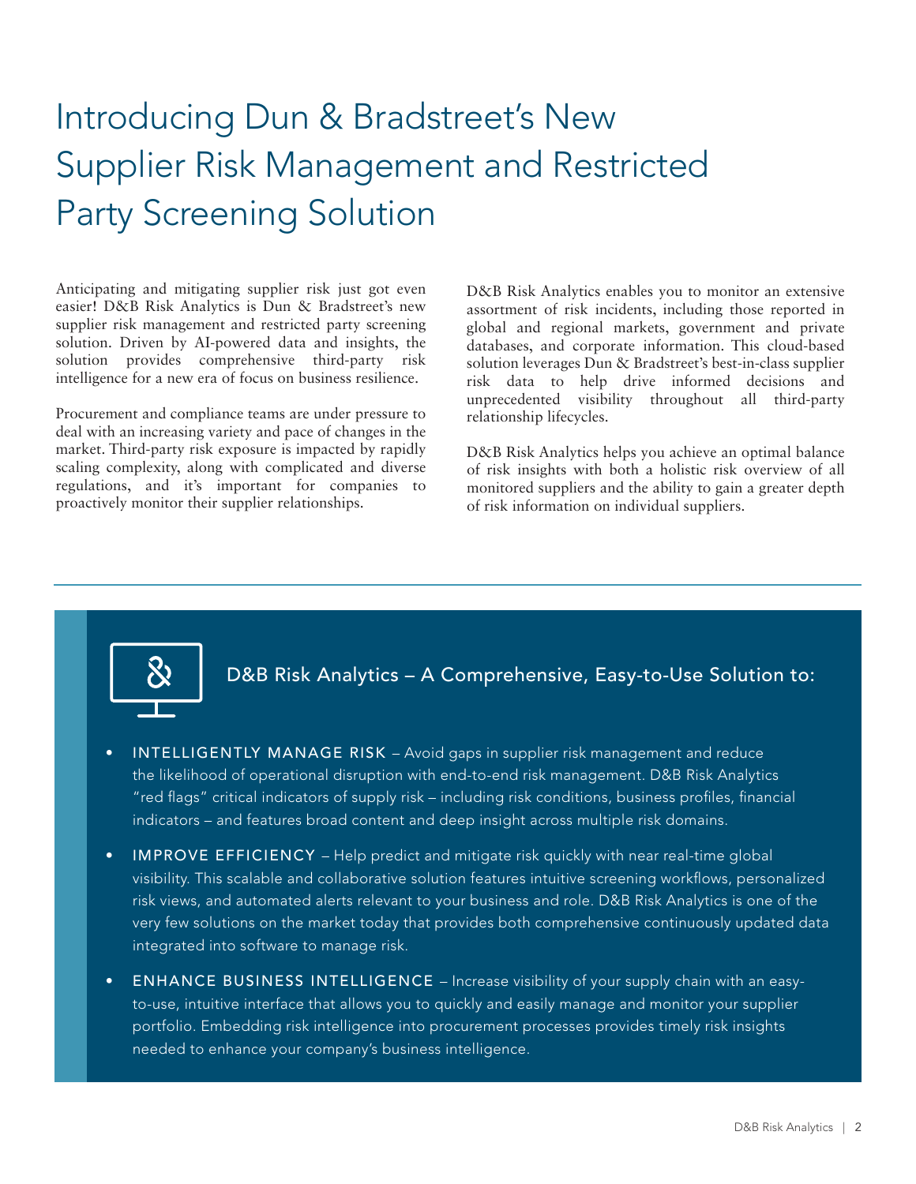# Introducing Dun & Bradstreet's New Supplier Risk Management and Restricted Party Screening Solution

Anticipating and mitigating supplier risk just got even easier! D&B Risk Analytics is Dun & Bradstreet's new supplier risk management and restricted party screening solution. Driven by AI-powered data and insights, the solution provides comprehensive third-party risk intelligence for a new era of focus on business resilience.

Procurement and compliance teams are under pressure to deal with an increasing variety and pace of changes in the market. Third-party risk exposure is impacted by rapidly scaling complexity, along with complicated and diverse regulations, and it's important for companies to proactively monitor their supplier relationships.

D&B Risk Analytics enables you to monitor an extensive assortment of risk incidents, including those reported in global and regional markets, government and private databases, and corporate information. This cloud-based solution leverages Dun & Bradstreet's best-in-class supplier risk data to help drive informed decisions and unprecedented visibility throughout all third-party relationship lifecycles.

D&B Risk Analytics helps you achieve an optimal balance of risk insights with both a holistic risk overview of all monitored suppliers and the ability to gain a greater depth of risk information on individual suppliers.

## D&B Risk Analytics – A Comprehensive, Easy-to-Use Solution to:

- **INTELLIGENTLY MANAGE RISK** – Avoid gaps in supplier risk management and reduce the likelihood of operational disruption with end-to-end risk management. D&B Risk Analytics "red flags" critical indicators of supply risk – including risk conditions, business profiles, financial indicators – and features broad content and deep insight across multiple risk domains.
- **IMPROVE EFFICIENCY** – Help predict and mitigate risk quickly with near real-time global visibility. This scalable and collaborative solution features intuitive screening workflows, personalized risk views, and automated alerts relevant to your business and role. D&B Risk Analytics is one of the very few solutions on the market today that provides both comprehensive continuously updated data integrated into software to manage risk.
- **ENHANCE BUSINESS INTELLIGENCE** – Increase visibility of your supply chain with an easy-to-use, intuitive interface that allows you to quickly and easily manage and monitor your supplier portfolio. Embedding risk intelligence into procurement processes provides timely risk insights needed to enhance your company's business intelligence.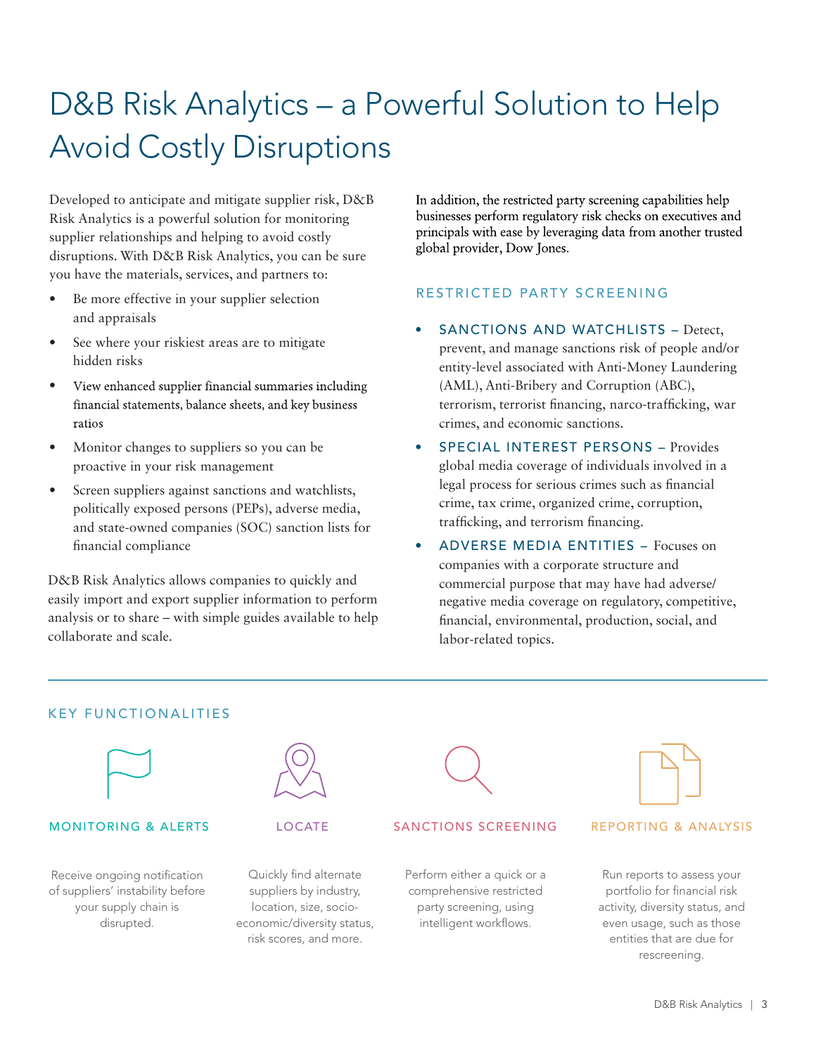# D&B Risk Analytics – a Powerful Solution to Help Avoid Costly Disruptions

Developed to anticipate and mitigate supplier risk, D&B Risk Analytics is a powerful solution for monitoring supplier relationships and helping to avoid costly disruptions. With D&B Risk Analytics, you can be sure you have the materials, services, and partners to:

- Be more effective in your supplier selection and appraisals
- See where your riskiest areas are to mitigate hidden risks
- View enhanced supplier financial summaries including financial statements, balance sheets, and key business ratios
- Monitor changes to suppliers so you can be proactive in your risk management
- Screen suppliers against sanctions and watchlists, politically exposed persons (PEPs), adverse media, and state-owned companies (SOC) sanction lists for financial compliance

D&B Risk Analytics allows companies to quickly and easily import and export supplier information to perform analysis or to share – with simple guides available to help collaborate and scale.

In addition, the restricted party screening capabilities help businesses perform regulatory risk checks on executives and principals with ease by leveraging data from another trusted global provider, Dow Jones.

## RESTRICTED PARTY SCREENING

- **SANCTIONS AND WATCHLISTS** – Detect, prevent, and manage sanctions risk of people and/or entity-level associated with Anti-Money Laundering (AML), Anti-Bribery and Corruption (ABC), terrorism, terrorist financing, narco-trafficking, war crimes, and economic sanctions.
- **SPECIAL INTEREST PERSONS** – Provides global media coverage of individuals involved in a legal process for serious crimes such as financial crime, tax crime, organized crime, corruption, trafficking, and terrorism financing.
- **ADVERSE MEDIA ENTITIES** – Focuses on companies with a corporate structure and commercial purpose that may have had adverse/ negative media coverage on regulatory, competitive, financial, environmental, production, social, and labor-related topics.

## KEY FUNCTIONALITIES

### MONITORING & ALERTS

Receive ongoing notification of suppliers' instability before your supply chain is disrupted.

### LOCATE

Quickly find alternate suppliers by industry, location, size, socio-economic/diversity status, risk scores, and more.

### SANCTIONS SCREENING

Perform either a quick or a comprehensive restricted party screening, using intelligent workflows.

### REPORTING & ANALYSIS

Run reports to assess your portfolio for financial risk activity, diversity status, and even usage, such as those entities that are due for rescreening.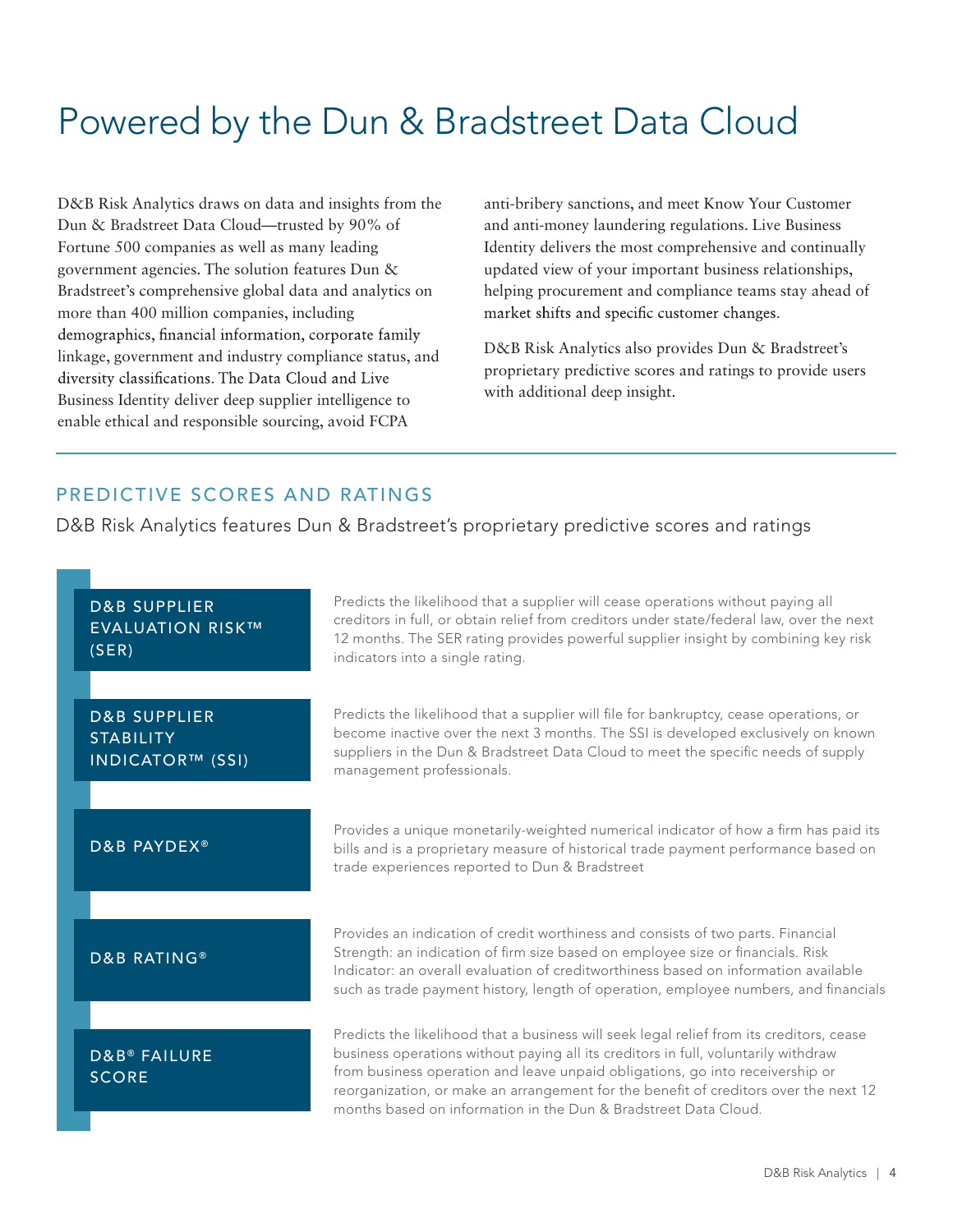# Powered by the Dun & Bradstreet Data Cloud

D&B Risk Analytics draws on data and insights from the Dun & Bradstreet Data Cloud—trusted by 90% of Fortune 500 companies as well as many leading government agencies. The solution features Dun & Bradstreet's comprehensive global data and analytics on more than 400 million companies, including demographics, financial information, corporate family linkage, government and industry compliance status, and diversity classifications. The Data Cloud and Live Business Identity deliver deep supplier intelligence to enable ethical and responsible sourcing, avoid FCPA anti-bribery sanctions, and meet Know Your Customer and anti-money laundering regulations. Live Business Identity delivers the most comprehensive and continually updated view of your important business relationships, helping procurement and compliance teams stay ahead of market shifts and specific customer changes.

D&B Risk Analytics also provides Dun & Bradstreet's proprietary predictive scores and ratings to provide users with additional deep insight.

## PREDICTIVE SCORES AND RATINGS

D&B Risk Analytics features Dun & Bradstreet's proprietary predictive scores and ratings

**D&B SUPPLIER EVALUATION RISK™ (SER)**

Predicts the likelihood that a supplier will cease operations without paying all creditors in full, or obtain relief from creditors under state/federal law, over the next 12 months. The SER rating provides powerful supplier insight by combining key risk indicators into a single rating.

**D&B SUPPLIER STABILITY INDICATOR™ (SSI)**

Predicts the likelihood that a supplier will file for bankruptcy, cease operations, or become inactive over the next 3 months. The SSI is developed exclusively on known suppliers in the Dun & Bradstreet Data Cloud to meet the specific needs of supply management professionals.

**D&B PAYDEX®**

Provides a unique monetarily-weighted numerical indicator of how a firm has paid its bills and is a proprietary measure of historical trade payment performance based on trade experiences reported to Dun & Bradstreet

**D&B RATING®**

Provides an indication of credit worthiness and consists of two parts. Financial Strength: an indication of firm size based on employee size or financials. Risk Indicator: an overall evaluation of creditworthiness based on information available such as trade payment history, length of operation, employee numbers, and financials

**D&B® FAILURE SCORE**

Predicts the likelihood that a business will seek legal relief from its creditors, cease business operations without paying all its creditors in full, voluntarily withdraw from business operation and leave unpaid obligations, go into receivership or reorganization, or make an arrangement for the benefit of creditors over the next 12 months based on information in the Dun & Bradstreet Data Cloud.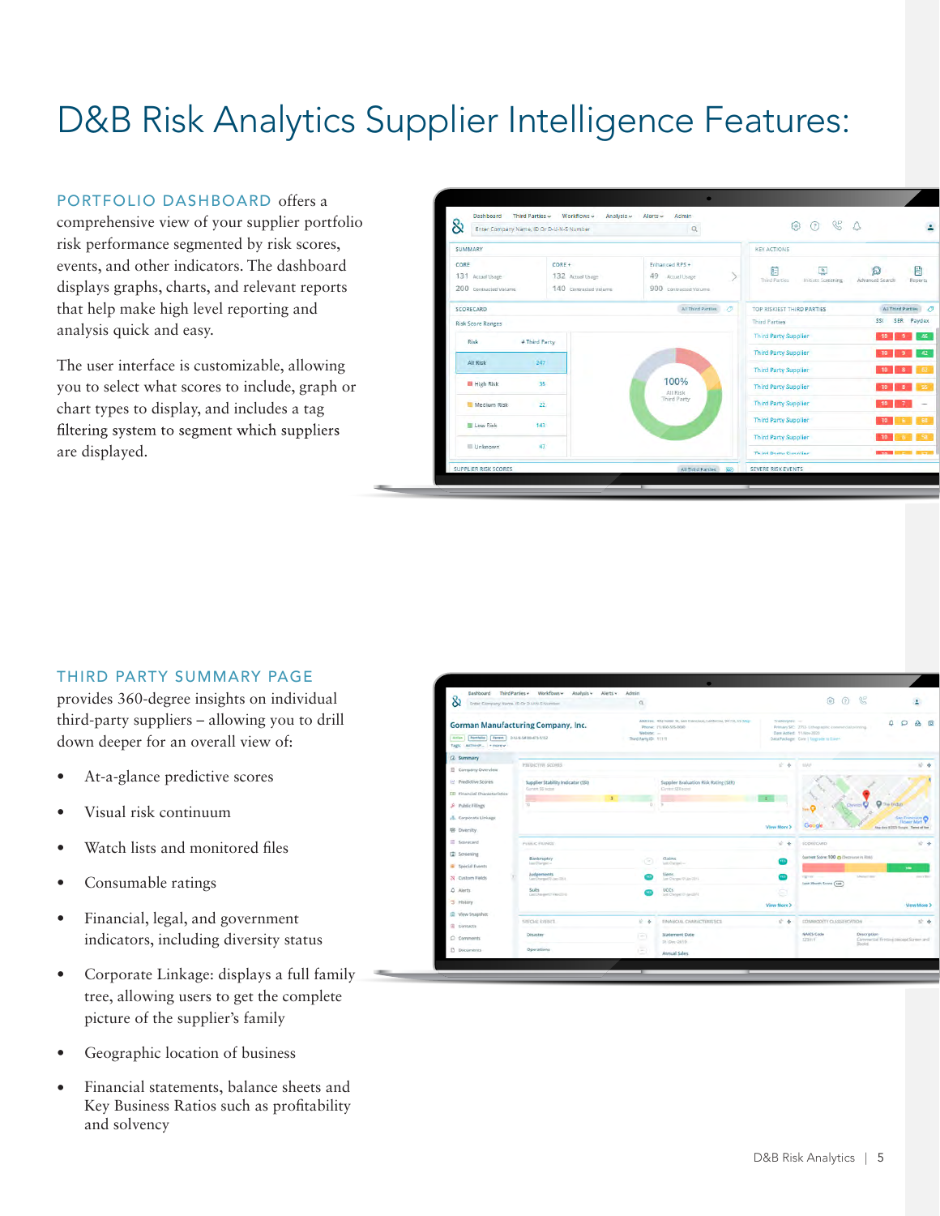# D&B Risk Analytics Supplier Intelligence Features:

**PORTFOLIO DASHBOARD** offers a comprehensive view of your supplier portfolio risk performance segmented by risk scores, events, and other indicators. The dashboard displays graphs, charts, and relevant reports that help make high level reporting and analysis quick and easy.

The user interface is customizable, allowing you to select what scores to include, graph or chart types to display, and includes a tag filtering system to segment which suppliers are displayed.

**THIRD PARTY SUMMARY PAGE** provides 360-degree insights on individual third-party suppliers – allowing you to drill down deeper for an overall view of:

- At-a-glance predictive scores
- Visual risk continuum
- Watch lists and monitored files
- Consumable ratings
- Financial, legal, and government indicators, including diversity status
- Corporate Linkage: displays a full family tree, allowing users to get the complete picture of the supplier's family
- Geographic location of business
- Financial statements, balance sheets and Key Business Ratios such as profitability and solvency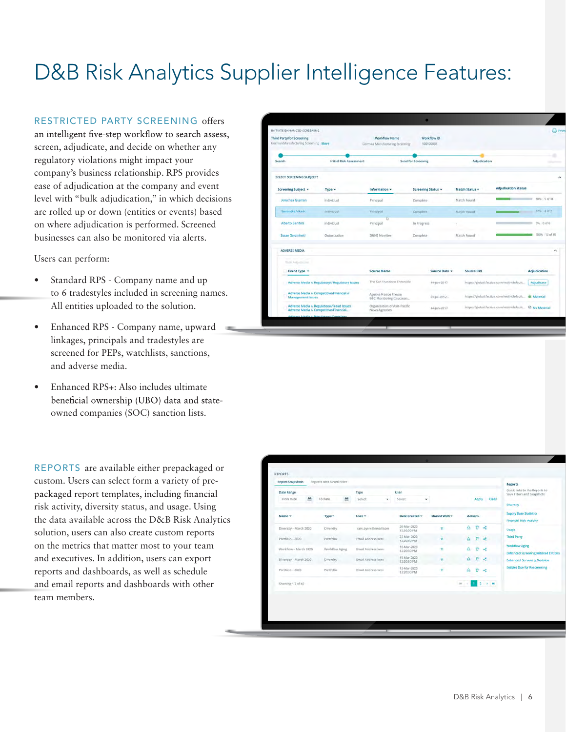# D&B Risk Analytics Supplier Intelligence Features:

**RESTRICTED PARTY SCREENING** offers an intelligent five-step workflow to search assess, screen, adjudicate, and decide on whether any regulatory violations might impact your company's business relationship. RPS provides ease of adjudication at the company and event level with "bulk adjudication," in which decisions are rolled up or down (entities or events) based on where adjudication is performed. Screened businesses can also be monitored via alerts.

Users can perform:

- Standard RPS - Company name and up to 6 tradestyles included in screening names. All entities uploaded to the solution.
- Enhanced RPS - Company name, upward linkages, principals and tradestyles are screened for PEPs, watchlists, sanctions, and adverse media.
- Enhanced RPS+: Also includes ultimate beneficial ownership (UBO) data and state-owned companies (SOC) sanction lists.

**REPORTS** are available either prepackaged or custom. Users can select form a variety of pre-packaged report templates, including financial risk activity, diversity status, and usage. Using the data available across the D&B Risk Analytics solution, users can also create custom reports on the metrics that matter most to your team and executives. In addition, users can export reports and dashboards, as well as schedule and email reports and dashboards with other team members.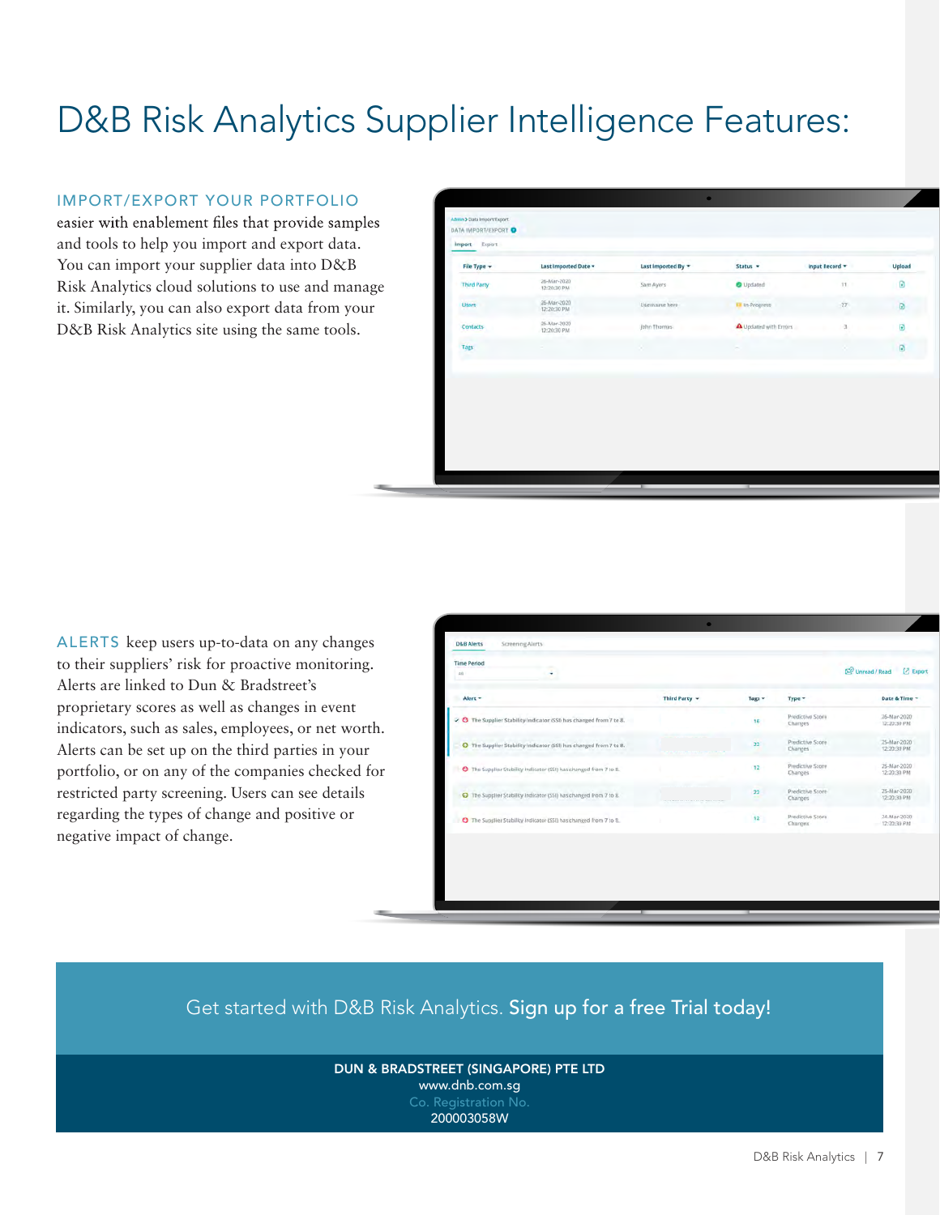# D&B Risk Analytics Supplier Intelligence Features:

IMPORT/EXPORT YOUR PORTFOLIO easier with enablement files that provide samples and tools to help you import and export data. You can import your supplier data into D&B Risk Analytics cloud solutions to use and manage it. Similarly, you can also export data from your D&B Risk Analytics site using the same tools.

ALERTS keep users up-to-data on any changes to their suppliers' risk for proactive monitoring. Alerts are linked to Dun & Bradstreet's proprietary scores as well as changes in event indicators, such as sales, employees, or net worth. Alerts can be set up on the third parties in your portfolio, or on any of the companies checked for restricted party screening. Users can see details regarding the types of change and positive or negative impact of change.

Get started with D&B Risk Analytics. **Sign up for a free Trial today!**

**DUN & BRADSTREET (SINGAPORE) PTE LTD**
www.dnb.com.sg
Co. Registration No.
200003058W